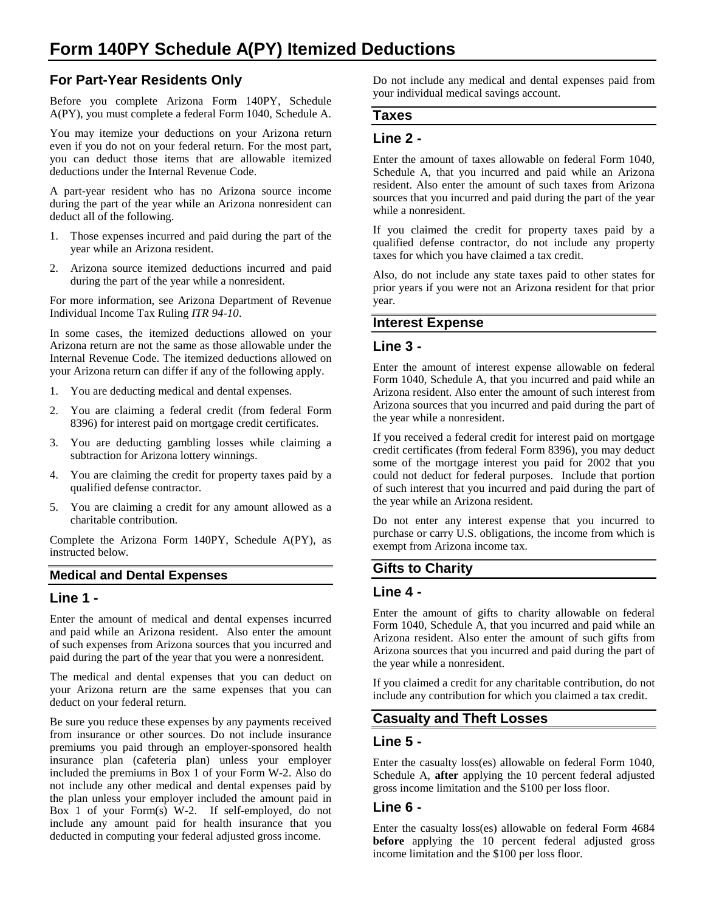# Form 140PY Schedule A(PY) Itemized Deductions

## For Part-Year Residents Only

Before you complete Arizona Form 140PY, Schedule A(PY), you must complete a federal Form 1040, Schedule A.

You may itemize your deductions on your Arizona return even if you do not on your federal return. For the most part, you can deduct those items that are allowable itemized deductions under the Internal Revenue Code.

A part-year resident who has no Arizona source income during the part of the year while an Arizona nonresident can deduct all of the following.

1. Those expenses incurred and paid during the part of the year while an Arizona resident.
2. Arizona source itemized deductions incurred and paid during the part of the year while a nonresident.

For more information, see Arizona Department of Revenue Individual Income Tax Ruling *ITR 94-10*.

In some cases, the itemized deductions allowed on your Arizona return are not the same as those allowable under the Internal Revenue Code. The itemized deductions allowed on your Arizona return can differ if any of the following apply.

1. You are deducting medical and dental expenses.
2. You are claiming a federal credit (from federal Form 8396) for interest paid on mortgage credit certificates.
3. You are deducting gambling losses while claiming a subtraction for Arizona lottery winnings.
4. You are claiming the credit for property taxes paid by a qualified defense contractor.
5. You are claiming a credit for any amount allowed as a charitable contribution.

Complete the Arizona Form 140PY, Schedule A(PY), as instructed below.

### Medical and Dental Expenses

## Line 1 -

Enter the amount of medical and dental expenses incurred and paid while an Arizona resident. Also enter the amount of such expenses from Arizona sources that you incurred and paid during the part of the year that you were a nonresident.

The medical and dental expenses that you can deduct on your Arizona return are the same expenses that you can deduct on your federal return.

Be sure you reduce these expenses by any payments received from insurance or other sources. Do not include insurance premiums you paid through an employer-sponsored health insurance plan (cafeteria plan) unless your employer included the premiums in Box 1 of your Form W-2. Also do not include any other medical and dental expenses paid by the plan unless your employer included the amount paid in Box 1 of your Form(s) W-2. If self-employed, do not include any amount paid for health insurance that you deducted in computing your federal adjusted gross income.

Do not include any medical and dental expenses paid from your individual medical savings account.

### Taxes

## Line 2 -

Enter the amount of taxes allowable on federal Form 1040, Schedule A, that you incurred and paid while an Arizona resident. Also enter the amount of such taxes from Arizona sources that you incurred and paid during the part of the year while a nonresident.

If you claimed the credit for property taxes paid by a qualified defense contractor, do not include any property taxes for which you have claimed a tax credit.

Also, do not include any state taxes paid to other states for prior years if you were not an Arizona resident for that prior year.

### Interest Expense

## Line 3 -

Enter the amount of interest expense allowable on federal Form 1040, Schedule A, that you incurred and paid while an Arizona resident. Also enter the amount of such interest from Arizona sources that you incurred and paid during the part of the year while a nonresident.

If you received a federal credit for interest paid on mortgage credit certificates (from federal Form 8396), you may deduct some of the mortgage interest you paid for 2002 that you could not deduct for federal purposes. Include that portion of such interest that you incurred and paid during the part of the year while an Arizona resident.

Do not enter any interest expense that you incurred to purchase or carry U.S. obligations, the income from which is exempt from Arizona income tax.

### Gifts to Charity

## Line 4 -

Enter the amount of gifts to charity allowable on federal Form 1040, Schedule A, that you incurred and paid while an Arizona resident. Also enter the amount of such gifts from Arizona sources that you incurred and paid during the part of the year while a nonresident.

If you claimed a credit for any charitable contribution, do not include any contribution for which you claimed a tax credit.

### Casualty and Theft Losses

## Line 5 -

Enter the casualty loss(es) allowable on federal Form 1040, Schedule A, **after** applying the 10 percent federal adjusted gross income limitation and the $100 per loss floor.

## Line 6 -

Enter the casualty loss(es) allowable on federal Form 4684 **before** applying the 10 percent federal adjusted gross income limitation and the $100 per loss floor.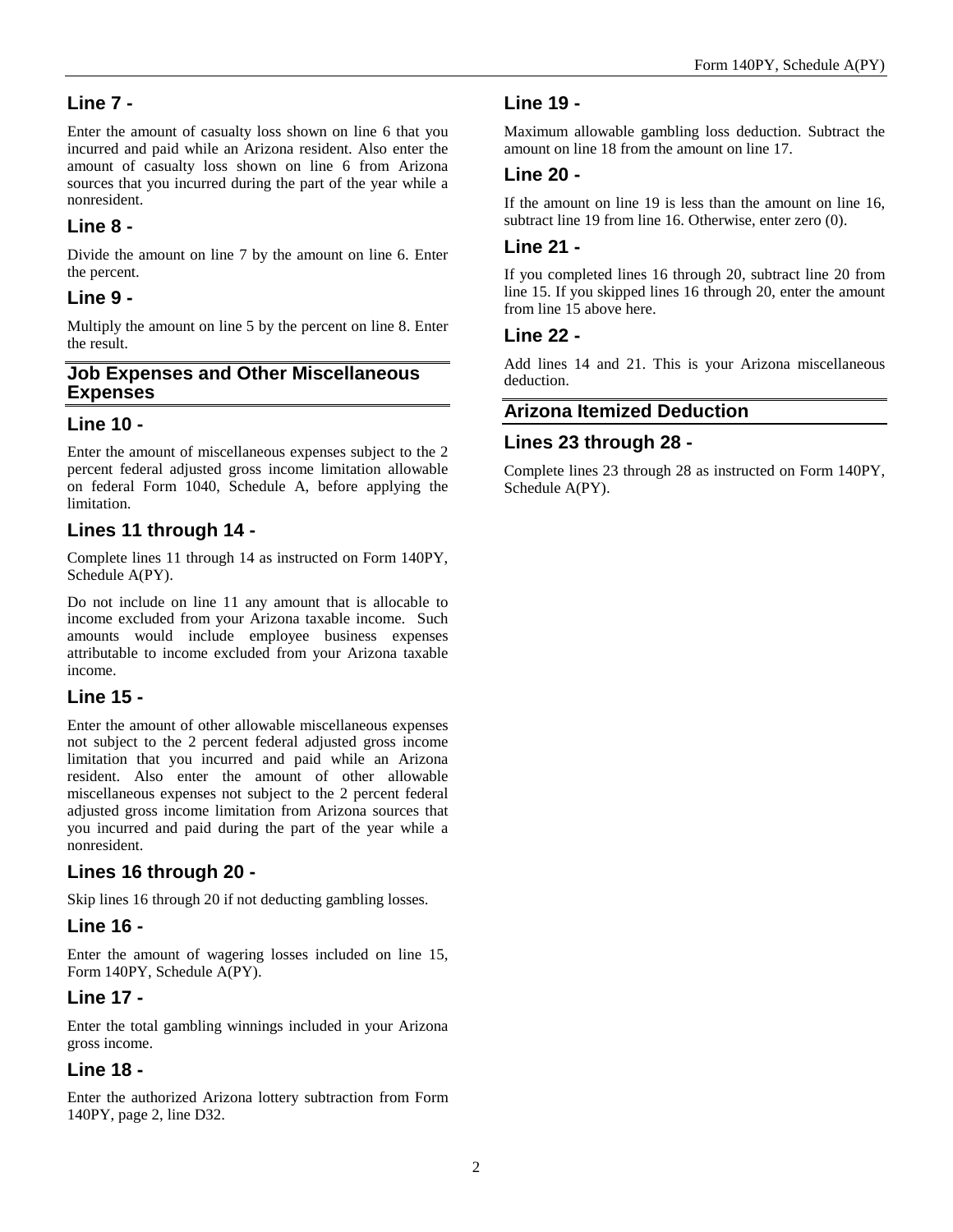### Line 7 -

Enter the amount of casualty loss shown on line 6 that you incurred and paid while an Arizona resident. Also enter the amount of casualty loss shown on line 6 from Arizona sources that you incurred during the part of the year while a nonresident.

### Line 8 -

Divide the amount on line 7 by the amount on line 6. Enter the percent.

### Line 9 -

Multiply the amount on line 5 by the percent on line 8. Enter the result.

## Job Expenses and Other Miscellaneous Expenses

### Line 10 -

Enter the amount of miscellaneous expenses subject to the 2 percent federal adjusted gross income limitation allowable on federal Form 1040, Schedule A, before applying the limitation.

### Lines 11 through 14 -

Complete lines 11 through 14 as instructed on Form 140PY, Schedule A(PY).

Do not include on line 11 any amount that is allocable to income excluded from your Arizona taxable income. Such amounts would include employee business expenses attributable to income excluded from your Arizona taxable income.

### Line 15 -

Enter the amount of other allowable miscellaneous expenses not subject to the 2 percent federal adjusted gross income limitation that you incurred and paid while an Arizona resident. Also enter the amount of other allowable miscellaneous expenses not subject to the 2 percent federal adjusted gross income limitation from Arizona sources that you incurred and paid during the part of the year while a nonresident.

### Lines 16 through 20 -

Skip lines 16 through 20 if not deducting gambling losses.

### Line 16 -

Enter the amount of wagering losses included on line 15, Form 140PY, Schedule A(PY).

### Line 17 -

Enter the total gambling winnings included in your Arizona gross income.

### Line 18 -

Enter the authorized Arizona lottery subtraction from Form 140PY, page 2, line D32.

### Line 19 -

Maximum allowable gambling loss deduction. Subtract the amount on line 18 from the amount on line 17.

### Line 20 -

If the amount on line 19 is less than the amount on line 16, subtract line 19 from line 16. Otherwise, enter zero (0).

### Line 21 -

If you completed lines 16 through 20, subtract line 20 from line 15. If you skipped lines 16 through 20, enter the amount from line 15 above here.

### Line 22 -

Add lines 14 and 21. This is your Arizona miscellaneous deduction.

## Arizona Itemized Deduction

### Lines 23 through 28 -

Complete lines 23 through 28 as instructed on Form 140PY, Schedule A(PY).